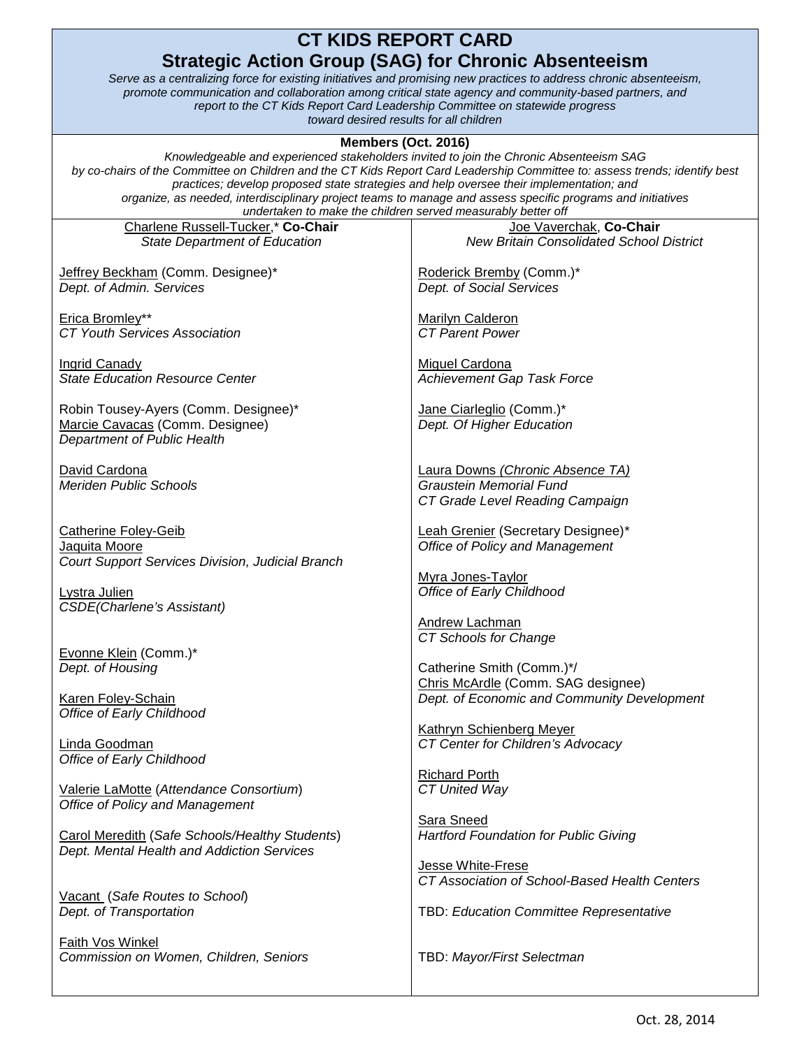# CT KIDS REPORT CARD
## Strategic Action Group (SAG) for Chronic Absenteeism

*Serve as a centralizing force for existing initiatives and promising new practices to address chronic absenteeism, promote communication and collaboration among critical state agency and community-based partners, and report to the CT Kids Report Card Leadership Committee on statewide progress toward desired results for all children*

**Members (Oct. 2016)**

*Knowledgeable and experienced stakeholders invited to join the Chronic Absenteeism SAG by co-chairs of the Committee on Children and the CT Kids Report Card Leadership Committee to: assess trends; identify best practices; develop proposed state strategies and help oversee their implementation; and organize, as needed, interdisciplinary project teams to manage and assess specific programs and initiatives undertaken to make the children served measurably better off*

Charlene Russell-Tucker,* **Co-Chair**
*State Department of Education*

Joe Vaverchak, **Co-Chair**
*New Britain Consolidated School District*

Jeffrey Beckham (Comm. Designee)*
*Dept. of Admin. Services*

Erica Bromley**
*CT Youth Services Association*

Ingrid Canady
*State Education Resource Center*

Robin Tousey-Ayers (Comm. Designee)*
Marcie Cavacas (Comm. Designee)
*Department of Public Health*

David Cardona
*Meriden Public Schools*

Catherine Foley-Geib
Jaquita Moore
*Court Support Services Division, Judicial Branch*

Lystra Julien
*CSDE(Charlene's Assistant)*

Evonne Klein (Comm.)*
*Dept. of Housing*

Karen Foley-Schain
*Office of Early Childhood*

Linda Goodman
*Office of Early Childhood*

Valerie LaMotte (*Attendance Consortium*)
*Office of Policy and Management*

Carol Meredith (*Safe Schools/Healthy Students*)
*Dept. Mental Health and Addiction Services*

Vacant (*Safe Routes to School*)
*Dept. of Transportation*

Faith Vos Winkel
*Commission on Women, Children, Seniors*

Roderick Bremby (Comm.)*
*Dept. of Social Services*

Marilyn Calderon
*CT Parent Power*

Miguel Cardona
*Achievement Gap Task Force*

Jane Ciarleglio (Comm.)*
*Dept. Of Higher Education*

Laura Downs *(Chronic Absence TA)*
*Graustein Memorial Fund*
*CT Grade Level Reading Campaign*

Leah Grenier (Secretary Designee)*
*Office of Policy and Management*

Myra Jones-Taylor
*Office of Early Childhood*

Andrew Lachman
*CT Schools for Change*

Catherine Smith (Comm.)*/
Chris McArdle (Comm. SAG designee)
*Dept. of Economic and Community Development*

Kathryn Schienberg Meyer
*CT Center for Children's Advocacy*

Richard Porth
*CT United Way*

Sara Sneed
*Hartford Foundation for Public Giving*

Jesse White-Frese
*CT Association of School-Based Health Centers*

TBD: *Education Committee Representative*

TBD: *Mayor/First Selectman*

Oct. 28, 2014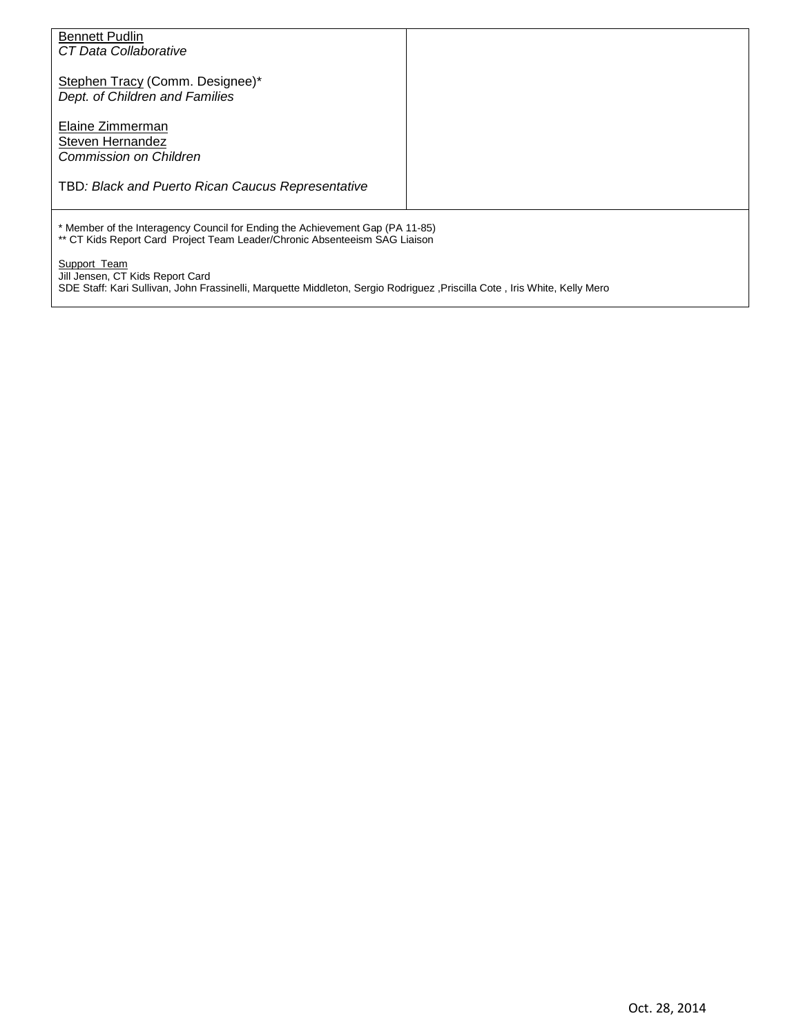| | |
|---|---|
| Bennett Pudlin<br>*CT Data Collaborative*<br><br>Stephen Tracy (Comm. Designee)*<br>*Dept. of Children and Families*<br><br>Elaine Zimmerman<br>Steven Hernandez<br>*Commission on Children*<br><br>TBD*: Black and Puerto Rican Caucus Representative* | |

\* Member of the Interagency Council for Ending the Achievement Gap (PA 11-85)
** CT Kids Report Card Project Team Leader/Chronic Absenteeism SAG Liaison

Support Team
Jill Jensen, CT Kids Report Card
SDE Staff: Kari Sullivan, John Frassinelli, Marquette Middleton, Sergio Rodriguez ,Priscilla Cote , Iris White, Kelly Mero

Oct. 28, 2014